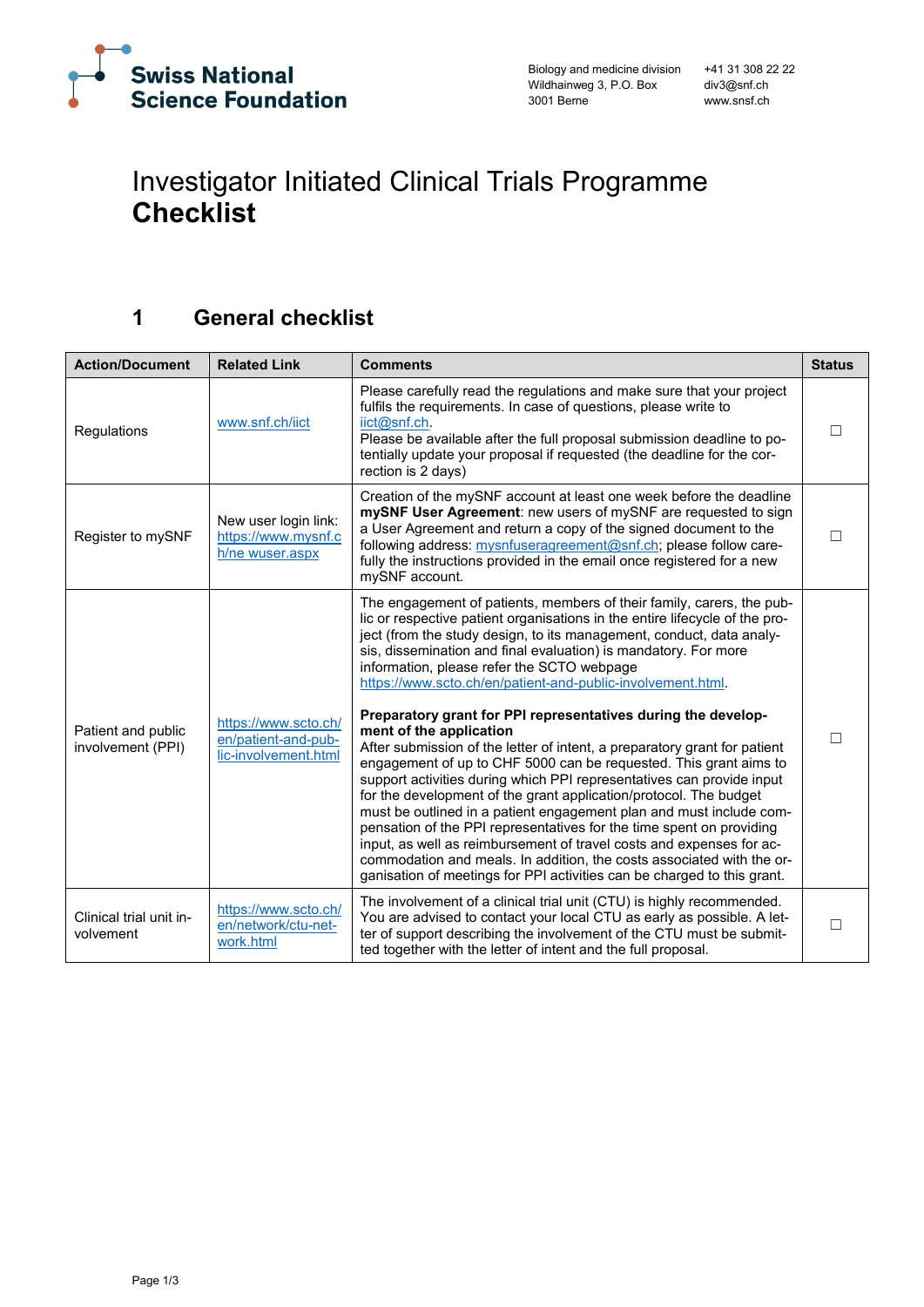Swiss National Science Foundation

Biology and medicine division
Wildhainweg 3, P.O. Box
3001 Berne

+41 31 308 22 22
div3@snf.ch
www.snsf.ch

# Investigator Initiated Clinical Trials Programme **Checklist**

## 1 General checklist

| Action/Document | Related Link | Comments | Status |
| --- | --- | --- | --- |
| Regulations | www.snf.ch/iict | Please carefully read the regulations and make sure that your project fulfils the requirements. In case of questions, please write to iict@snf.ch.<br>Please be available after the full proposal submission deadline to potentially update your proposal if requested (the deadline for the correction is 2 days) | ☐ |
| Register to mySNF | New user login link: https://www.mysnf.ch/ne wuser.aspx | Creation of the mySNF account at least one week before the deadline<br>**mySNF User Agreement**: new users of mySNF are requested to sign a User Agreement and return a copy of the signed document to the following address: mysnfuseragreement@snf.ch; please follow carefully the instructions provided in the email once registered for a new mySNF account. | ☐ |
| Patient and public involvement (PPI) | https://www.scto.ch/en/patient-and-public-involvement.html | The engagement of patients, members of their family, carers, the public or respective patient organisations in the entire lifecycle of the project (from the study design, to its management, conduct, data analysis, dissemination and final evaluation) is mandatory. For more information, please refer the SCTO webpage https://www.scto.ch/en/patient-and-public-involvement.html.<br><br>**Preparatory grant for PPI representatives during the development of the application**<br>After submission of the letter of intent, a preparatory grant for patient engagement of up to CHF 5000 can be requested. This grant aims to support activities during which PPI representatives can provide input for the development of the grant application/protocol. The budget must be outlined in a patient engagement plan and must include compensation of the PPI representatives for the time spent on providing input, as well as reimbursement of travel costs and expenses for accommodation and meals. In addition, the costs associated with the organisation of meetings for PPI activities can be charged to this grant. | ☐ |
| Clinical trial unit involvement | https://www.scto.ch/en/network/ctu-network.html | The involvement of a clinical trial unit (CTU) is highly recommended. You are advised to contact your local CTU as early as possible. A letter of support describing the involvement of the CTU must be submitted together with the letter of intent and the full proposal. | ☐ |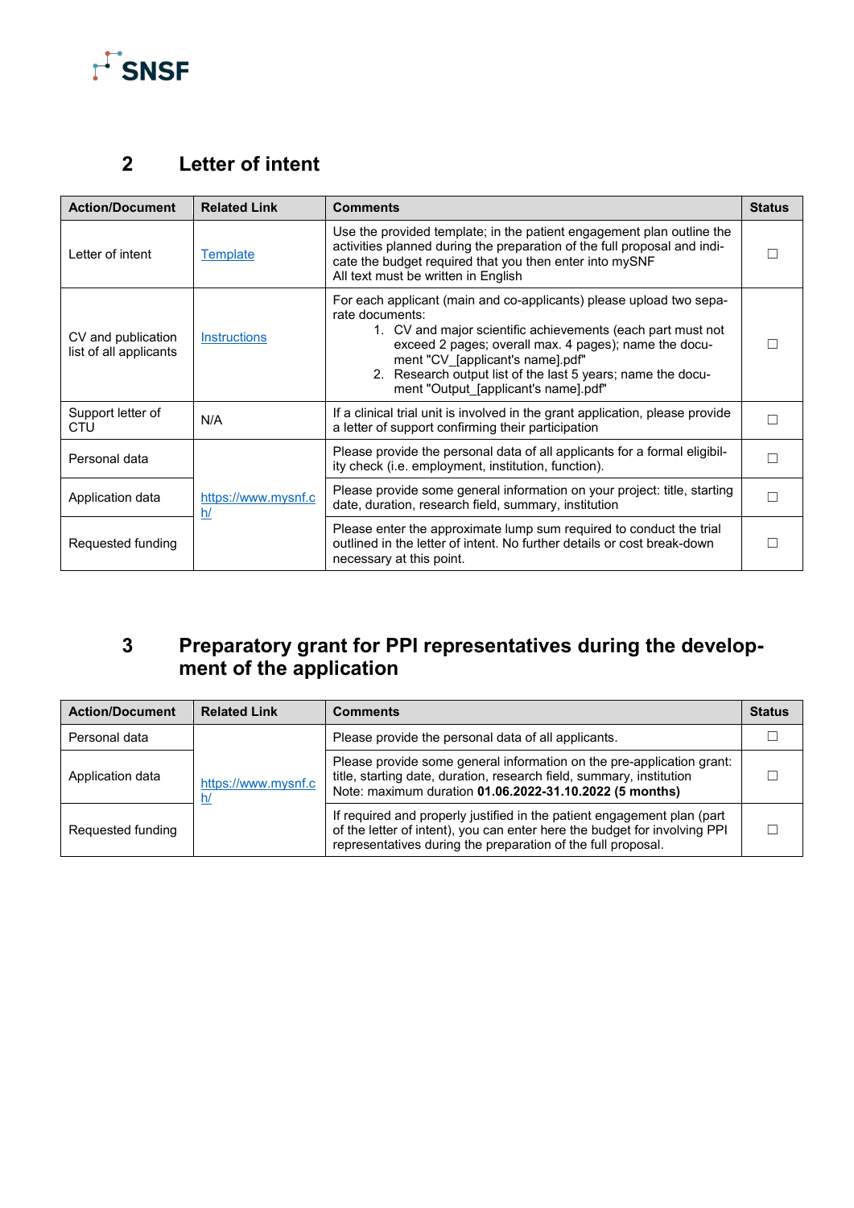## 2 Letter of intent

| Action/Document | Related Link | Comments | Status |
| --- | --- | --- | --- |
| Letter of intent | [Template]() | Use the provided template; in the patient engagement plan outline the activities planned during the preparation of the full proposal and indicate the budget required that you then enter into mySNF<br>All text must be written in English | ☐ |
| CV and publication list of all applicants | [Instructions]() | For each applicant (main and co-applicants) please upload two separate documents:<br>1. CV and major scientific achievements (each part must not exceed 2 pages; overall max. 4 pages); name the document "CV_[applicant's name].pdf"<br>2. Research output list of the last 5 years; name the document "Output_[applicant's name].pdf" | ☐ |
| Support letter of CTU | N/A | If a clinical trial unit is involved in the grant application, please provide a letter of support confirming their participation | ☐ |
| Personal data | https://www.mysnf.ch/ | Please provide the personal data of all applicants for a formal eligibility check (i.e. employment, institution, function). | ☐ |
| Application data | https://www.mysnf.ch/ | Please provide some general information on your project: title, starting date, duration, research field, summary, institution | ☐ |
| Requested funding | https://www.mysnf.ch/ | Please enter the approximate lump sum required to conduct the trial outlined in the letter of intent. No further details or cost break-down necessary at this point. | ☐ |

## 3 Preparatory grant for PPI representatives during the development of the application

| Action/Document | Related Link | Comments | Status |
| --- | --- | --- | --- |
| Personal data | https://www.mysnf.ch/ | Please provide the personal data of all applicants. | ☐ |
| Application data | https://www.mysnf.ch/ | Please provide some general information on the pre-application grant: title, starting date, duration, research field, summary, institution<br>Note: maximum duration **01.06.2022-31.10.2022 (5 months)** | ☐ |
| Requested funding | https://www.mysnf.ch/ | If required and properly justified in the patient engagement plan (part of the letter of intent), you can enter here the budget for involving PPI representatives during the preparation of the full proposal. | ☐ |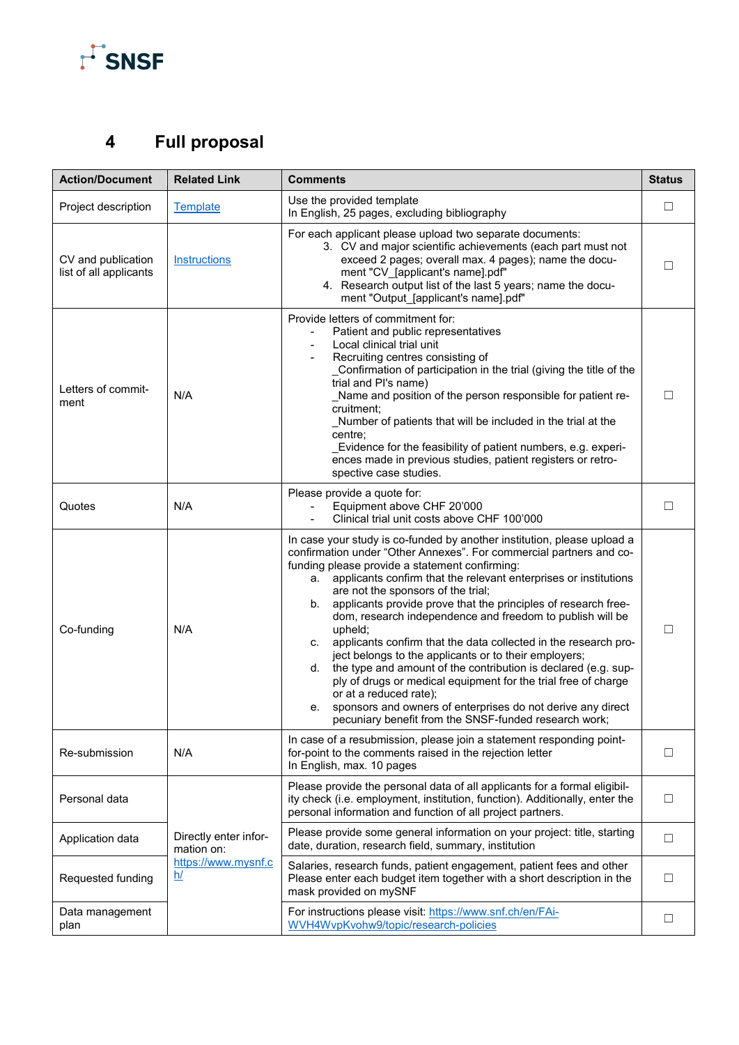## 4 Full proposal

| Action/Document | Related Link | Comments | Status |
|---|---|---|---|
| Project description | Template | Use the provided template<br>In English, 25 pages, excluding bibliography | ☐ |
| CV and publication list of all applicants | Instructions | For each applicant please upload two separate documents:<br>3. CV and major scientific achievements (each part must not exceed 2 pages; overall max. 4 pages); name the document "CV_[applicant's name].pdf"<br>4. Research output list of the last 5 years; name the document "Output_[applicant's name].pdf" | ☐ |
| Letters of commitment | N/A | Provide letters of commitment for:<br>- Patient and public representatives<br>- Local clinical trial unit<br>- Recruiting centres consisting of<br>_Confirmation of participation in the trial (giving the title of the trial and PI's name)<br>_Name and position of the person responsible for patient recruitment;<br>_Number of patients that will be included in the trial at the centre;<br>_Evidence for the feasibility of patient numbers, e.g. experiences made in previous studies, patient registers or retrospective case studies. | ☐ |
| Quotes | N/A | Please provide a quote for:<br>- Equipment above CHF 20'000<br>- Clinical trial unit costs above CHF 100'000 | ☐ |
| Co-funding | N/A | In case your study is co-funded by another institution, please upload a confirmation under "Other Annexes". For commercial partners and co-funding please provide a statement confirming:<br>a. applicants confirm that the relevant enterprises or institutions are not the sponsors of the trial;<br>b. applicants provide prove that the principles of research freedom, research independence and freedom to publish will be upheld;<br>c. applicants confirm that the data collected in the research project belongs to the applicants or to their employers;<br>d. the type and amount of the contribution is declared (e.g. supply of drugs or medical equipment for the trial free of charge or at a reduced rate);<br>e. sponsors and owners of enterprises do not derive any direct pecuniary benefit from the SNSF-funded research work; | ☐ |
| Re-submission | N/A | In case of a resubmission, please join a statement responding point-for-point to the comments raised in the rejection letter<br>In English, max. 10 pages | ☐ |
| Personal data | Directly enter information on: https://www.mysnf.ch/ | Please provide the personal data of all applicants for a formal eligibility check (i.e. employment, institution, function). Additionally, enter the personal information and function of all project partners. | ☐ |
| Application data | | Please provide some general information on your project: title, starting date, duration, research field, summary, institution | ☐ |
| Requested funding | | Salaries, research funds, patient engagement, patient fees and other Please enter each budget item together with a short description in the mask provided on mySNF | ☐ |
| Data management plan | | For instructions please visit: https://www.snf.ch/en/FAi-WVH4WvpKvohw9/topic/research-policies | ☐ |